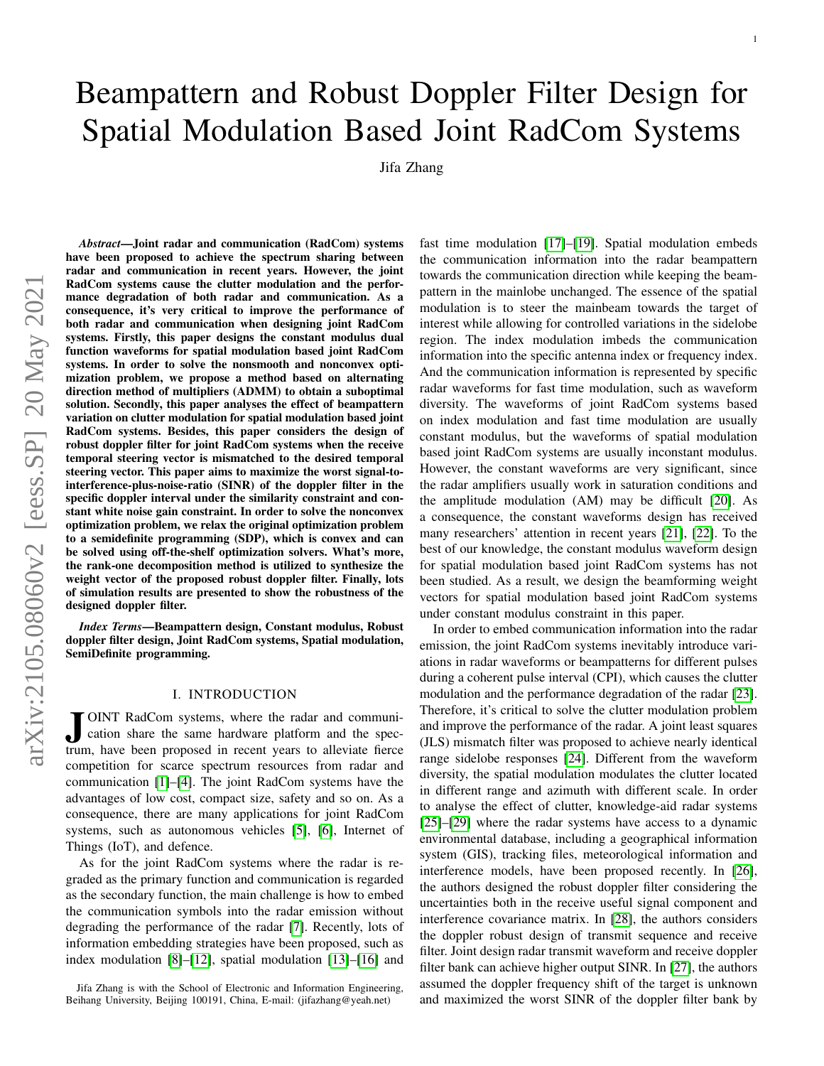# Beampattern and Robust Doppler Filter Design for Spatial Modulation Based Joint RadCom Systems

Jifa Zhang

***Abstract*—Joint radar and communication (RadCom) systems have been proposed to achieve the spectrum sharing between radar and communication in recent years. However, the joint RadCom systems cause the clutter modulation and the performance degradation of both radar and communication. As a consequence, it's very critical to improve the performance of both radar and communication when designing joint RadCom systems. Firstly, this paper designs the constant modulus dual function waveforms for spatial modulation based joint RadCom systems. In order to solve the nonsmooth and nonconvex optimization problem, we propose a method based on alternating direction method of multipliers (ADMM) to obtain a suboptimal solution. Secondly, this paper analyses the effect of beampattern variation on clutter modulation for spatial modulation based joint RadCom systems. Besides, this paper considers the design of robust doppler filter for joint RadCom systems when the receive temporal steering vector is mismatched to the desired temporal steering vector. This paper aims to maximize the worst signal-to-interference-plus-noise-ratio (SINR) of the doppler filter in the specific doppler interval under the similarity constraint and constant white noise gain constraint. In order to solve the nonconvex optimization problem, we relax the original optimization problem to a semidefinite programming (SDP), which is convex and can be solved using off-the-shelf optimization solvers. What's more, the rank-one decomposition method is utilized to synthesize the weight vector of the proposed robust doppler filter. Finally, lots of simulation results are presented to show the robustness of the designed doppler filter.**

***Index Terms*—Beampattern design, Constant modulus, Robust doppler filter design, Joint RadCom systems, Spatial modulation, SemiDefinite programming.**

## I. INTRODUCTION

JOINT RadCom systems, where the radar and communication share the same hardware platform and the spectrum, have been proposed in recent years to alleviate fierce competition for scarce spectrum resources from radar and communication [1]–[4]. The joint RadCom systems have the advantages of low cost, compact size, safety and so on. As a consequence, there are many applications for joint RadCom systems, such as autonomous vehicles [5], [6], Internet of Things (IoT), and defence.

As for the joint RadCom systems where the radar is regarded as the primary function and communication is regarded as the secondary function, the main challenge is how to embed the communication symbols into the radar emission without degrading the performance of the radar [7]. Recently, lots of information embedding strategies have been proposed, such as index modulation [8]–[12], spatial modulation [13]–[16] and fast time modulation [17]–[19]. Spatial modulation embeds the communication information into the radar beampattern towards the communication direction while keeping the beampattern in the mainlobe unchanged. The essence of the spatial modulation is to steer the mainbeam towards the target of interest while allowing for controlled variations in the sidelobe region. The index modulation imbeds the communication information into the specific antenna index or frequency index. And the communication information is represented by specific radar waveforms for fast time modulation, such as waveform diversity. The waveforms of joint RadCom systems based on index modulation and fast time modulation are usually constant modulus, but the waveforms of spatial modulation based joint RadCom systems are usually inconstant modulus. However, the constant waveforms are very significant, since the radar amplifiers usually work in saturation conditions and the amplitude modulation (AM) may be difficult [20]. As a consequence, the constant waveforms design has received many researchers' attention in recent years [21], [22]. To the best of our knowledge, the constant modulus waveform design for spatial modulation based joint RadCom systems has not been studied. As a result, we design the beamforming weight vectors for spatial modulation based joint RadCom systems under constant modulus constraint in this paper.

In order to embed communication information into the radar emission, the joint RadCom systems inevitably introduce variations in radar waveforms or beampatterns for different pulses during a coherent pulse interval (CPI), which causes the clutter modulation and the performance degradation of the radar [23]. Therefore, it's critical to solve the clutter modulation problem and improve the performance of the radar. A joint least squares (JLS) mismatch filter was proposed to achieve nearly identical range sidelobe responses [24]. Different from the waveform diversity, the spatial modulation modulates the clutter located in different range and azimuth with different scale. In order to analyse the effect of clutter, knowledge-aid radar systems [25]–[29] where the radar systems have access to a dynamic environmental database, including a geographical information system (GIS), tracking files, meteorological information and interference models, have been proposed recently. In [26], the authors designed the robust doppler filter considering the uncertainties both in the receive useful signal component and interference covariance matrix. In [28], the authors considers the doppler robust design of transmit sequence and receive filter. Joint design radar transmit waveform and receive doppler filter bank can achieve higher output SINR. In [27], the authors assumed the doppler frequency shift of the target is unknown and maximized the worst SINR of the doppler filter bank by

Jifa Zhang is with the School of Electronic and Information Engineering, Beihang University, Beijing 100191, China, E-mail: (jifazhang@yeah.net)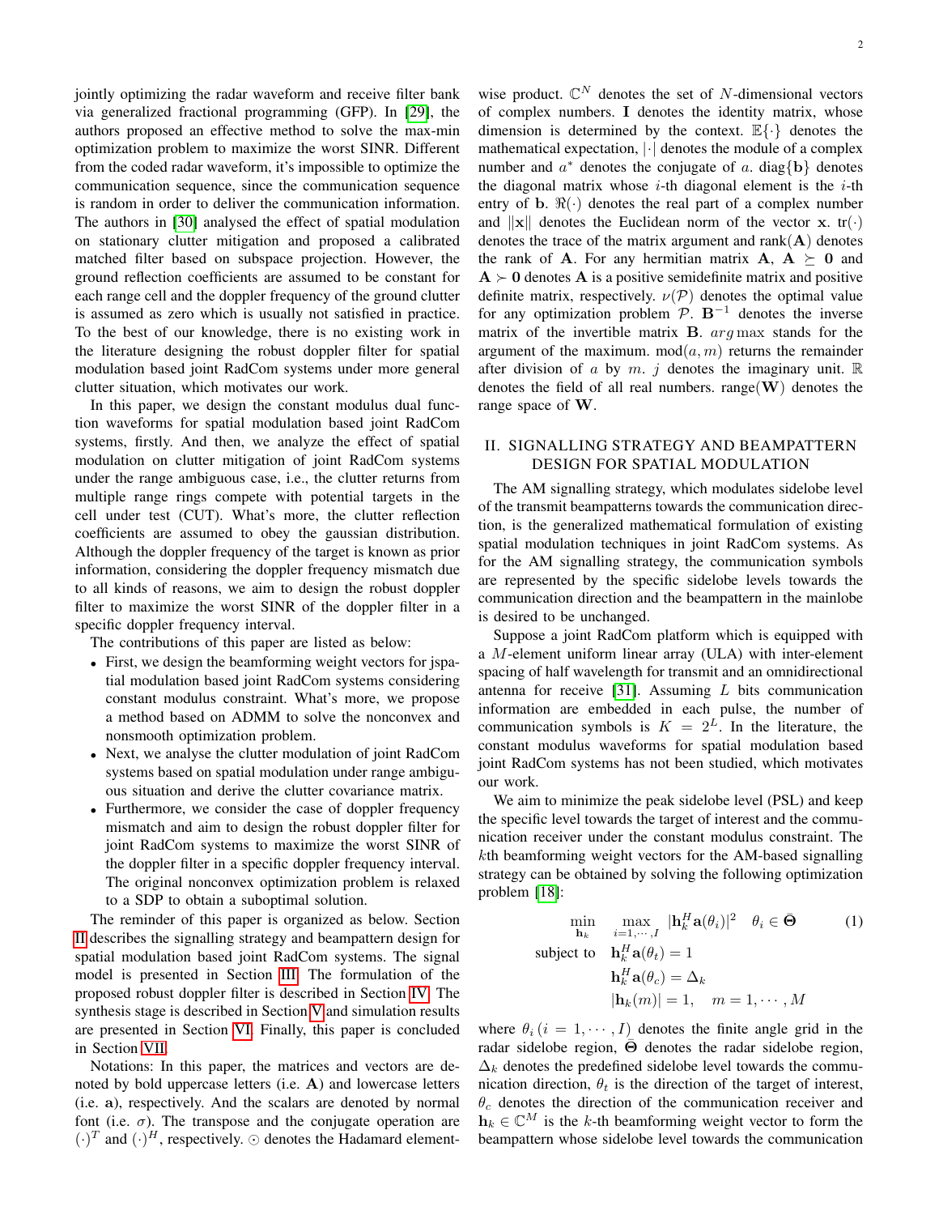jointly optimizing the radar waveform and receive filter bank via generalized fractional programming (GFP). In [29], the authors proposed an effective method to solve the max-min optimization problem to maximize the worst SINR. Different from the coded radar waveform, it's impossible to optimize the communication sequence, since the communication sequence is random in order to deliver the communication information. The authors in [30] analysed the effect of spatial modulation on stationary clutter mitigation and proposed a calibrated matched filter based on subspace projection. However, the ground reflection coefficients are assumed to be constant for each range cell and the doppler frequency of the ground clutter is assumed as zero which is usually not satisfied in practice. To the best of our knowledge, there is no existing work in the literature designing the robust doppler filter for spatial modulation based joint RadCom systems under more general clutter situation, which motivates our work.

In this paper, we design the constant modulus dual function waveforms for spatial modulation based joint RadCom systems, firstly. And then, we analyze the effect of spatial modulation on clutter mitigation of joint RadCom systems under the range ambiguous case, i.e., the clutter returns from multiple range rings compete with potential targets in the cell under test (CUT). What's more, the clutter reflection coefficients are assumed to obey the gaussian distribution. Although the doppler frequency of the target is known as prior information, considering the doppler frequency mismatch due to all kinds of reasons, we aim to design the robust doppler filter to maximize the worst SINR of the doppler filter in a specific doppler frequency interval.

The contributions of this paper are listed as below:

- First, we design the beamforming weight vectors for jspatial modulation based joint RadCom systems considering constant modulus constraint. What's more, we propose a method based on ADMM to solve the nonconvex and nonsmooth optimization problem.
- Next, we analyse the clutter modulation of joint RadCom systems based on spatial modulation under range ambiguous situation and derive the clutter covariance matrix.
- Furthermore, we consider the case of doppler frequency mismatch and aim to design the robust doppler filter for joint RadCom systems to maximize the worst SINR of the doppler filter in a specific doppler frequency interval. The original nonconvex optimization problem is relaxed to a SDP to obtain a suboptimal solution.

The reminder of this paper is organized as below. Section II describes the signalling strategy and beampattern design for spatial modulation based joint RadCom systems. The signal model is presented in Section III. The formulation of the proposed robust doppler filter is described in Section IV. The synthesis stage is described in Section V and simulation results are presented in Section VI. Finally, this paper is concluded in Section VII.

Notations: In this paper, the matrices and vectors are denoted by bold uppercase letters (i.e. $\mathbf{A}$) and lowercase letters (i.e. $\mathbf{a}$), respectively. And the scalars are denoted by normal font (i.e. $\sigma$). The transpose and the conjugate operation are $(\cdot)^T$ and $(\cdot)^H$, respectively. $\odot$ denotes the Hadamard element-wise product. $\mathbb{C}^N$ denotes the set of $N$-dimensional vectors of complex numbers. $\mathbf{I}$ denotes the identity matrix, whose dimension is determined by the context. $\mathbb{E}\{\cdot\}$ denotes the mathematical expectation, $|\cdot|$ denotes the module of a complex number and $a^*$ denotes the conjugate of $a$. $\text{diag}\{\mathbf{b}\}$ denotes the diagonal matrix whose $i$-th diagonal element is the $i$-th entry of $\mathbf{b}$. $\Re(\cdot)$ denotes the real part of a complex number and $\|\mathbf{x}\|$ denotes the Euclidean norm of the vector $\mathbf{x}$. $\text{tr}(\cdot)$ denotes the trace of the matrix argument and $\text{rank}(\mathbf{A})$ denotes the rank of $\mathbf{A}$. For any hermitian matrix $\mathbf{A}$, $\mathbf{A} \succeq \mathbf{0}$ and $\mathbf{A} \succ \mathbf{0}$ denotes $\mathbf{A}$ is a positive semidefinite matrix and positive definite matrix, respectively. $\nu(\mathcal{P})$ denotes the optimal value for any optimization problem $\mathcal{P}$. $\mathbf{B}^{-1}$ denotes the inverse matrix of the invertible matrix $\mathbf{B}$. $arg\max$ stands for the argument of the maximum. $\text{mod}(a, m)$ returns the remainder after division of $a$ by $m$. $j$ denotes the imaginary unit. $\mathbb{R}$ denotes the field of all real numbers. $\text{range}(\mathbf{W})$ denotes the range space of $\mathbf{W}$.

## II. Signalling Strategy and Beampattern Design for Spatial Modulation

The AM signalling strategy, which modulates sidelobe level of the transmit beampatterns towards the communication direction, is the generalized mathematical formulation of existing spatial modulation techniques in joint RadCom systems. As for the AM signalling strategy, the communication symbols are represented by the specific sidelobe levels towards the communication direction and the beampattern in the mainlobe is desired to be unchanged.

Suppose a joint RadCom platform which is equipped with a $M$-element uniform linear array (ULA) with inter-element spacing of half wavelength for transmit and an omnidirectional antenna for receive [31]. Assuming $L$ bits communication information are embedded in each pulse, the number of communication symbols is $K = 2^L$. In the literature, the constant modulus waveforms for spatial modulation based joint RadCom systems has not been studied, which motivates our work.

We aim to minimize the peak sidelobe level (PSL) and keep the specific level towards the target of interest and the communication receiver under the constant modulus constraint. The $k$th beamforming weight vectors for the AM-based signalling strategy can be obtained by solving the following optimization problem [18]:

$$
\begin{aligned}
\min_{\mathbf{h}_k} \quad & \max_{i=1,\cdots,I} \; |\mathbf{h}_k^H \mathbf{a}(\theta_i)|^2 \quad \theta_i \in \bar{\mathbf{\Theta}} \\
\text{subject to} \quad & \mathbf{h}_k^H \mathbf{a}(\theta_t) = 1 \\
& \mathbf{h}_k^H \mathbf{a}(\theta_c) = \Delta_k \\
& |\mathbf{h}_k(m)| = 1, \quad m = 1, \cdots, M
\end{aligned}
\tag{1}
$$

where $\theta_i \, (i = 1, \cdots, I)$ denotes the finite angle grid in the radar sidelobe region, $\bar{\mathbf{\Theta}}$ denotes the radar sidelobe region, $\Delta_k$ denotes the predefined sidelobe level towards the communication direction, $\theta_t$ is the direction of the target of interest, $\theta_c$ denotes the direction of the communication receiver and $\mathbf{h}_k \in \mathbb{C}^M$ is the $k$-th beamforming weight vector to form the beampattern whose sidelobe level towards the communication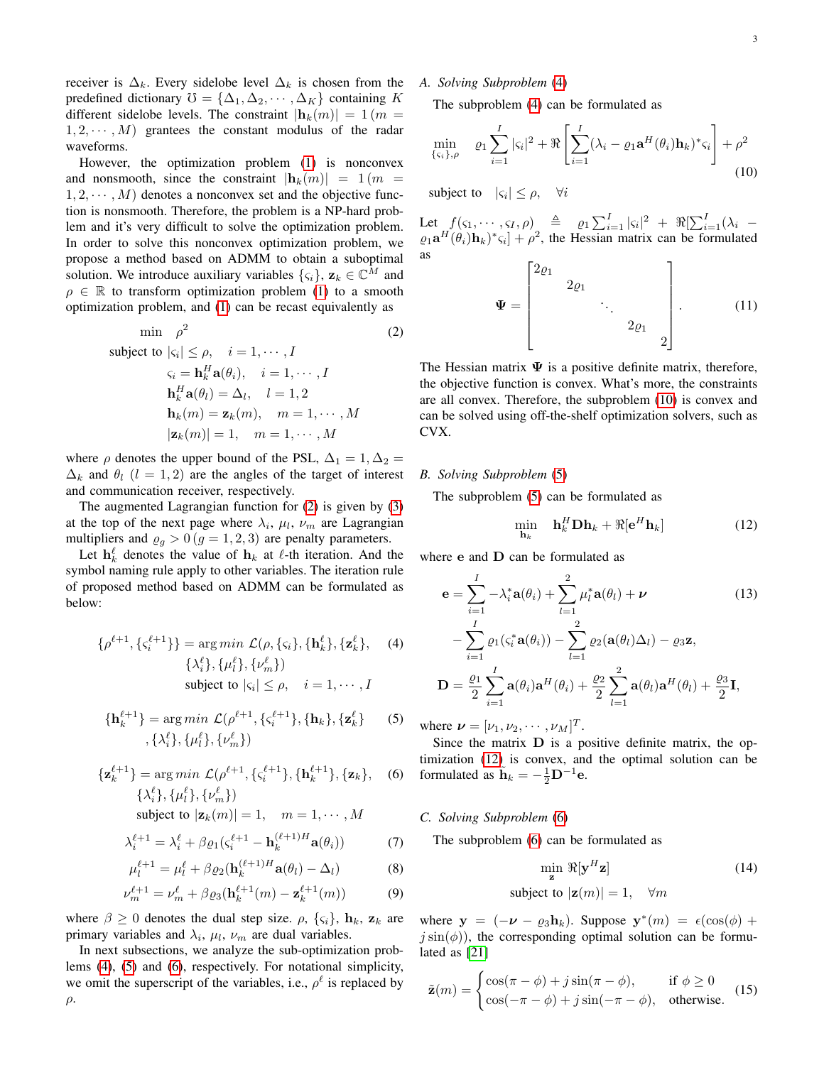receiver is $\Delta_k$. Every sidelobe level $\Delta_k$ is chosen from the predefined dictionary $\mho = \{\Delta_1, \Delta_2, \cdots, \Delta_K\}$ containing $K$ different sidelobe levels. The constraint $|\mathbf{h}_k(m)| = 1\, (m = 1, 2, \cdots, M)$ grantees the constant modulus of the radar waveforms.

However, the optimization problem (1) is nonconvex and nonsmooth, since the constraint $|\mathbf{h}_k(m)| = 1\, (m = 1, 2, \cdots, M)$ denotes a nonconvex set and the objective function is nonsmooth. Therefore, the problem is a NP-hard problem and it's very difficult to solve the optimization problem. In order to solve this nonconvex optimization problem, we propose a method based on ADMM to obtain a suboptimal solution. We introduce auxiliary variables $\{\varsigma_i\}$, $\mathbf{z}_k \in \mathbb{C}^M$ and $\rho \in \mathbb{R}$ to transform optimization problem (1) to a smooth optimization problem, and (1) can be recast equivalently as

$$
\begin{aligned}
\min \quad & \rho^2 && (2)\\
\text{subject to } & |\varsigma_i| \leq \rho, \quad i = 1, \cdots, I\\
& \varsigma_i = \mathbf{h}_k^H \mathbf{a}(\theta_i), \quad i = 1, \cdots, I\\
& \mathbf{h}_k^H \mathbf{a}(\theta_l) = \Delta_l, \quad l = 1, 2\\
& \mathbf{h}_k(m) = \mathbf{z}_k(m), \quad m = 1, \cdots, M\\
& |\mathbf{z}_k(m)| = 1, \quad m = 1, \cdots, M
\end{aligned}
$$

where $\rho$ denotes the upper bound of the PSL, $\Delta_1 = 1, \Delta_2 = \Delta_k$ and $\theta_l\ (l = 1, 2)$ are the angles of the target of interest and communication receiver, respectively.

The augmented Lagrangian function for (2) is given by (3) at the top of the next page where $\lambda_i$, $\mu_l$, $\nu_m$ are Lagrangian multipliers and $\varrho_g > 0\, (g = 1, 2, 3)$ are penalty parameters.

Let $\mathbf{h}_k^\ell$ denotes the value of $\mathbf{h}_k$ at $\ell$-th iteration. And the symbol naming rule apply to other variables. The iteration rule of proposed method based on ADMM can be formulated as below:

$$
\begin{aligned}
\{\rho^{\ell+1}, \{\varsigma_i^{\ell+1}\}\} = \arg min\ & \mathcal{L}(\rho, \{\varsigma_i\}, \{\mathbf{h}_k^\ell\}, \{\mathbf{z}_k^\ell\}, \\
& \{\lambda_i^\ell\}, \{\mu_l^\ell\}, \{\nu_m^\ell\}) \\
& \text{subject to } |\varsigma_i| \leq \rho, \quad i = 1, \cdots, I
\end{aligned} \tag{4}
$$

$$
\begin{aligned}
\{\mathbf{h}_k^{\ell+1}\} = \arg min\ & \mathcal{L}(\rho^{\ell+1}, \{\varsigma_i^{\ell+1}\}, \{\mathbf{h}_k\}, \{\mathbf{z}_k^\ell\} \\
& , \{\lambda_i^\ell\}, \{\mu_l^\ell\}, \{\nu_m^\ell\})
\end{aligned} \tag{5}
$$

$$
\begin{aligned}
\{\mathbf{z}_k^{\ell+1}\} = \arg min\ & \mathcal{L}(\rho^{\ell+1}, \{\varsigma_i^{\ell+1}\}, \{\mathbf{h}_k^{\ell+1}\}, \{\mathbf{z}_k\}, \\
& \{\lambda_i^\ell\}, \{\mu_l^\ell\}, \{\nu_m^\ell\}) \\
& \text{subject to } |\mathbf{z}_k(m)| = 1, \quad m = 1, \cdots, M
\end{aligned} \tag{6}
$$

$$
\lambda_i^{\ell+1} = \lambda_i^\ell + \beta \varrho_1 (\varsigma_i^{\ell+1} - \mathbf{h}_k^{(\ell+1)H} \mathbf{a}(\theta_i)) \tag{7}
$$

$$
\mu_l^{\ell+1} = \mu_l^\ell + \beta \varrho_2 (\mathbf{h}_k^{(\ell+1)H} \mathbf{a}(\theta_l) - \Delta_l) \tag{8}
$$

$$
\nu_m^{\ell+1} = \nu_m^\ell + \beta \varrho_3 (\mathbf{h}_k^{\ell+1}(m) - \mathbf{z}_k^{\ell+1}(m)) \tag{9}
$$

where $\beta \geq 0$ denotes the dual step size. $\rho$, $\{\varsigma_i\}$, $\mathbf{h}_k$, $\mathbf{z}_k$ are primary variables and $\lambda_i$, $\mu_l$, $\nu_m$ are dual variables.

In next subsections, we analyze the sub-optimization problems (4), (5) and (6), respectively. For notational simplicity, we omit the superscript of the variables, i.e., $\rho^\ell$ is replaced by $\rho$.

### A. Solving Subproblem (4)

The subproblem (4) can be formulated as

$$
\min_{\{\varsigma_i\}, \rho} \quad \varrho_1 \sum_{i=1}^{I} |\varsigma_i|^2 + \Re\left[\sum_{i=1}^{I} (\lambda_i - \varrho_1 \mathbf{a}^H(\theta_i)\mathbf{h}_k)^* \varsigma_i\right] + \rho^2 \tag{10}
$$

$$
\text{subject to} \quad |\varsigma_i| \leq \rho, \quad \forall i
$$

Let $f(\varsigma_1, \cdots, \varsigma_I, \rho) \triangleq \varrho_1 \sum_{i=1}^{I} |\varsigma_i|^2 + \Re[\sum_{i=1}^{I} (\lambda_i - \varrho_1 \mathbf{a}^H(\theta_i)\mathbf{h}_k)^* \varsigma_i] + \rho^2$, the Hessian matrix can be formulated as

$$
\mathbf{\Psi} = \begin{bmatrix} 2\varrho_1 & & & & \\ & 2\varrho_1 & & & \\ & & \ddots & & \\ & & & 2\varrho_1 & \\ & & & & 2 \end{bmatrix}. \tag{11}
$$

The Hessian matrix $\mathbf{\Psi}$ is a positive definite matrix, therefore, the objective function is convex. What's more, the constraints are all convex. Therefore, the subproblem (10) is convex and can be solved using off-the-shelf optimization solvers, such as CVX.

### B. Solving Subproblem (5)

The subproblem (5) can be formulated as

$$
\min_{\mathbf{h}_k} \quad \mathbf{h}_k^H \mathbf{D} \mathbf{h}_k + \Re[\mathbf{e}^H \mathbf{h}_k] \tag{12}
$$

where $\mathbf{e}$ and $\mathbf{D}$ can be formulated as

$$
\begin{aligned}
\mathbf{e} = & \sum_{i=1}^{I} -\lambda_i^* \mathbf{a}(\theta_i) + \sum_{l=1}^{2} \mu_l^* \mathbf{a}(\theta_l) + \boldsymbol{\nu} \\
& - \sum_{i=1}^{I} \varrho_1 (\varsigma_i^* \mathbf{a}(\theta_i)) - \sum_{l=1}^{2} \varrho_2 (\mathbf{a}(\theta_l)\Delta_l) - \varrho_3 \mathbf{z}, \\
\mathbf{D} = & \frac{\varrho_1}{2} \sum_{i=1}^{I} \mathbf{a}(\theta_i)\mathbf{a}^H(\theta_i) + \frac{\varrho_2}{2} \sum_{l=1}^{2} \mathbf{a}(\theta_l)\mathbf{a}^H(\theta_l) + \frac{\varrho_3}{2}\mathbf{I},
\end{aligned} \tag{13}
$$

where $\boldsymbol{\nu} = [\nu_1, \nu_2, \cdots, \nu_M]^T$.

Since the matrix $\mathbf{D}$ is a positive definite matrix, the optimization (12) is convex, and the optimal solution can be formulated as $\mathbf{h}_k = -\frac{1}{2}\mathbf{D}^{-1}\mathbf{e}$.

### C. Solving Subproblem (6)

The subproblem (6) can be formulated as

$$
\begin{aligned}
\min_{\mathbf{z}} \ & \Re[\mathbf{y}^H \mathbf{z}] \\
\text{subject to } & |\mathbf{z}(m)| = 1, \quad \forall m
\end{aligned} \tag{14}
$$

where $\mathbf{y} = (-\boldsymbol{\nu} - \varrho_3 \mathbf{h}_k)$. Suppose $\mathbf{y}^*(m) = \epsilon(\cos(\phi) + j\sin(\phi))$, the corresponding optimal solution can be formulated as [21]

$$
\tilde{\mathbf{z}}(m) = \begin{cases} \cos(\pi - \phi) + j\sin(\pi - \phi), & \text{if } \phi \geq 0 \\ \cos(-\pi - \phi) + j\sin(-\pi - \phi), & \text{otherwise.} \end{cases} \tag{15}
$$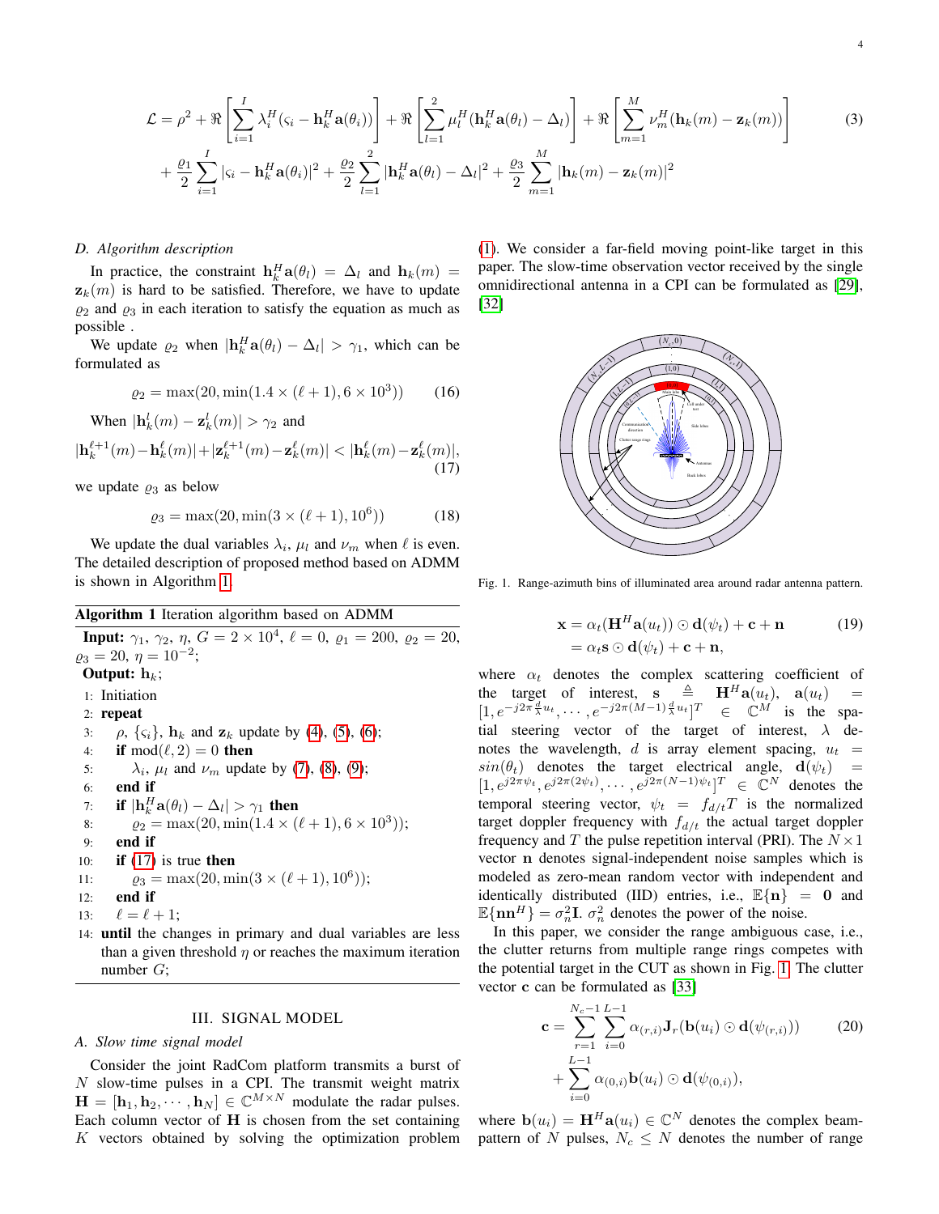$$
\mathcal{L} = \rho^2 + \Re\left[\sum_{i=1}^{I} \lambda_i^H (\varsigma_i - \mathbf{h}_k^H \mathbf{a}(\theta_i))\right] + \Re\left[\sum_{l=1}^{2} \mu_l^H (\mathbf{h}_k^H \mathbf{a}(\theta_l) - \Delta_l)\right] + \Re\left[\sum_{m=1}^{M} \nu_m^H (\mathbf{h}_k(m) - \mathbf{z}_k(m))\right]
$$
$$
+ \frac{\varrho_1}{2}\sum_{i=1}^{I} |\varsigma_i - \mathbf{h}_k^H \mathbf{a}(\theta_i)|^2 + \frac{\varrho_2}{2}\sum_{l=1}^{2} |\mathbf{h}_k^H \mathbf{a}(\theta_l) - \Delta_l|^2 + \frac{\varrho_3}{2}\sum_{m=1}^{M} |\mathbf{h}_k(m) - \mathbf{z}_k(m)|^2 \tag{3}
$$

### *D. Algorithm description*

In practice, the constraint $\mathbf{h}_k^H \mathbf{a}(\theta_l) = \Delta_l$ and $\mathbf{h}_k(m) = \mathbf{z}_k(m)$ is hard to be satisfied. Therefore, we have to update $\varrho_2$ and $\varrho_3$ in each iteration to satisfy the equation as much as possible .

We update $\varrho_2$ when $|\mathbf{h}_k^H \mathbf{a}(\theta_l) - \Delta_l| > \gamma_1$, which can be formulated as

$$
\varrho_2 = \max(20, \min(1.4 \times (\ell + 1), 6 \times 10^3)) \tag{16}
$$

When $|\mathbf{h}_k^l(m) - \mathbf{z}_k^l(m)| > \gamma_2$ and

$$
|\mathbf{h}_k^{\ell+1}(m) - \mathbf{h}_k^{\ell}(m)| + |\mathbf{z}_k^{\ell+1}(m) - \mathbf{z}_k^{\ell}(m)| < |\mathbf{h}_k^{\ell}(m) - \mathbf{z}_k^{\ell}(m)|, \tag{17}
$$

we update $\varrho_3$ as below

$$
\varrho_3 = \max(20, \min(3 \times (\ell + 1), 10^6)) \tag{18}
$$

We update the dual variables $\lambda_i$, $\mu_l$ and $\nu_m$ when $\ell$ is even. The detailed description of proposed method based on ADMM is shown in Algorithm 1.

**Algorithm 1** Iteration algorithm based on ADMM

**Input:** $\gamma_1$, $\gamma_2$, $\eta$, $G = 2 \times 10^4$, $\ell = 0$, $\varrho_1 = 200$, $\varrho_2 = 20$, $\varrho_3 = 20$, $\eta = 10^{-2}$;
**Output:** $\mathbf{h}_k$;

1: Initiation
2: **repeat**
3: $\rho$, $\{\varsigma_i\}$, $\mathbf{h}_k$ and $\mathbf{z}_k$ update by (4), (5), (6);
4: **if** $\mathrm{mod}(\ell, 2) = 0$ **then**
5: $\lambda_i$, $\mu_l$ and $\nu_m$ update by (7), (8), (9);
6: **end if**
7: **if** $|\mathbf{h}_k^H \mathbf{a}(\theta_l) - \Delta_l| > \gamma_1$ **then**
8: $\varrho_2 = \max(20, \min(1.4 \times (\ell + 1), 6 \times 10^3))$;
9: **end if**
10: **if** (17) is true **then**
11: $\varrho_3 = \max(20, \min(3 \times (\ell + 1), 10^6))$;
12: **end if**
13: $\ell = \ell + 1$;
14: **until** the changes in primary and dual variables are less than a given threshold $\eta$ or reaches the maximum iteration number $G$;

## III. Signal Model

### *A. Slow time signal model*

Consider the joint RadCom platform transmits a burst of $N$ slow-time pulses in a CPI. The transmit weight matrix $\mathbf{H} = [\mathbf{h}_1, \mathbf{h}_2, \cdots, \mathbf{h}_N] \in \mathbb{C}^{M \times N}$ modulate the radar pulses. Each column vector of $\mathbf{H}$ is chosen from the set containing $K$ vectors obtained by solving the optimization problem (1). We consider a far-field moving point-like target in this paper. The slow-time observation vector received by the single omnidirectional antenna in a CPI can be formulated as [29], [32]

Fig. 1. Range-azimuth bins of illuminated area around radar antenna pattern.

$$
\begin{aligned}
\mathbf{x} &= \alpha_t (\mathbf{H}^H \mathbf{a}(u_t)) \odot \mathbf{d}(\psi_t) + \mathbf{c} + \mathbf{n} \\
&= \alpha_t \mathbf{s} \odot \mathbf{d}(\psi_t) + \mathbf{c} + \mathbf{n},
\end{aligned} \tag{19}
$$

where $\alpha_t$ denotes the complex scattering coefficient of the target of interest, $\mathbf{s} \triangleq \mathbf{H}^H \mathbf{a}(u_t)$, $\mathbf{a}(u_t) = [1, e^{-j2\pi \frac{d}{\lambda} u_t}, \cdots, e^{-j2\pi(M-1)\frac{d}{\lambda} u_t}]^T \in \mathbb{C}^M$ is the spatial steering vector of the target of interest, $\lambda$ denotes the wavelength, $d$ is array element spacing, $u_t = sin(\theta_t)$ denotes the target electrical angle, $\mathbf{d}(\psi_t) = [1, e^{j2\pi\psi_t}, e^{j2\pi(2\psi_t)}, \cdots, e^{j2\pi(N-1)\psi_t}]^T \in \mathbb{C}^N$ denotes the temporal steering vector, $\psi_t = f_{d/t} T$ is the normalized target doppler frequency with $f_{d/t}$ the actual target doppler frequency and $T$ the pulse repetition interval (PRI). The $N \times 1$ vector $\mathbf{n}$ denotes signal-independent noise samples which is modeled as zero-mean random vector with independent and identically distributed (IID) entries, i.e., $\mathbb{E}\{\mathbf{n}\} = \mathbf{0}$ and $\mathbb{E}\{\mathbf{n}\mathbf{n}^H\} = \sigma_n^2 \mathbf{I}$. $\sigma_n^2$ denotes the power of the noise.

In this paper, we consider the range ambiguous case, i.e., the clutter returns from multiple range rings competes with the potential target in the CUT as shown in Fig. 1. The clutter vector $\mathbf{c}$ can be formulated as [33]

$$
\begin{aligned}
\mathbf{c} = &\sum_{r=1}^{N_c - 1} \sum_{i=0}^{L-1} \alpha_{(r,i)} \mathbf{J}_r (\mathbf{b}(u_i) \odot \mathbf{d}(\psi_{(r,i)})) \\
&+ \sum_{i=0}^{L-1} \alpha_{(0,i)} \mathbf{b}(u_i) \odot \mathbf{d}(\psi_{(0,i)}),
\end{aligned} \tag{20}
$$

where $\mathbf{b}(u_i) = \mathbf{H}^H \mathbf{a}(u_i) \in \mathbb{C}^N$ denotes the complex beampattern of $N$ pulses, $N_c \leq N$ denotes the number of range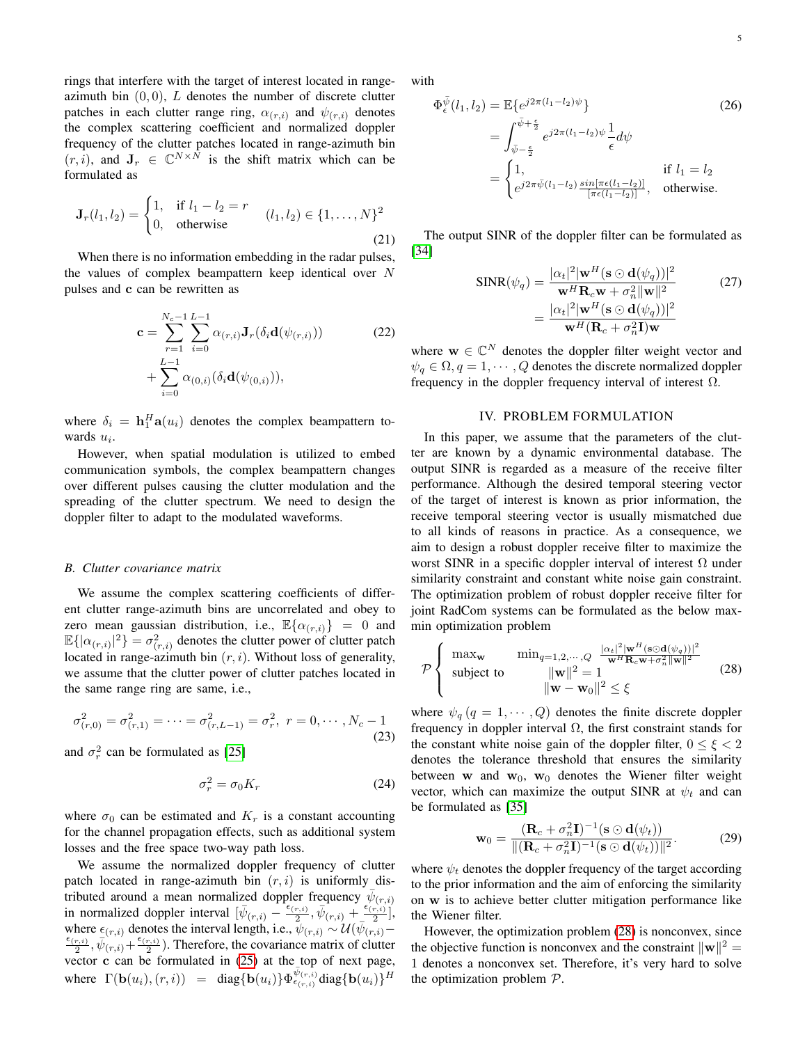rings that interfere with the target of interest located in range-azimuth bin $(0,0)$, $L$ denotes the number of discrete clutter patches in each clutter range ring, $\alpha_{(r,i)}$ and $\psi_{(r,i)}$ denotes the complex scattering coefficient and normalized doppler frequency of the clutter patches located in range-azimuth bin $(r,i)$, and $\mathbf{J}_r \in \mathbb{C}^{N\times N}$ is the shift matrix which can be formulated as

$$\mathbf{J}_r(l_1,l_2) = \begin{cases} 1, & \text{if } l_1 - l_2 = r \\ 0, & \text{otherwise} \end{cases} \quad (l_1,l_2) \in \{1,\ldots,N\}^2 \tag{21}$$

When there is no information embedding in the radar pulses, the values of complex beampattern keep identical over $N$ pulses and $\mathbf{c}$ can be rewritten as

$$\begin{aligned}\mathbf{c} = &\sum_{r=1}^{N_c-1}\sum_{i=0}^{L-1} \alpha_{(r,i)}\mathbf{J}_r(\delta_i \mathbf{d}(\psi_{(r,i)})) \\ &+ \sum_{i=0}^{L-1} \alpha_{(0,i)}(\delta_i \mathbf{d}(\psi_{(0,i)})),\end{aligned} \tag{22}$$

where $\delta_i = \mathbf{h}_1^H \mathbf{a}(u_i)$ denotes the complex beampattern towards $u_i$.

However, when spatial modulation is utilized to embed communication symbols, the complex beampattern changes over different pulses causing the clutter modulation and the spreading of the clutter spectrum. We need to design the doppler filter to adapt to the modulated waveforms.

### B. Clutter covariance matrix

We assume the complex scattering coefficients of different clutter range-azimuth bins are uncorrelated and obey to zero mean gaussian distribution, i.e., $\mathbb{E}\{\alpha_{(r,i)}\} = 0$ and $\mathbb{E}\{|\alpha_{(r,i)}|^2\} = \sigma_{(r,i)}^2$ denotes the clutter power of clutter patch located in range-azimuth bin $(r,i)$. Without loss of generality, we assume that the clutter power of clutter patches located in the same range ring are same, i.e.,

$$\sigma_{(r,0)}^2 = \sigma_{(r,1)}^2 = \cdots = \sigma_{(r,L-1)}^2 = \sigma_r^2,\ r = 0,\cdots,N_c-1 \tag{23}$$

and $\sigma_r^2$ can be formulated as [25]

$$\sigma_r^2 = \sigma_0 K_r \tag{24}$$

where $\sigma_0$ can be estimated and $K_r$ is a constant accounting for the channel propagation effects, such as additional system losses and the free space two-way path loss.

We assume the normalized doppler frequency of clutter patch located in range-azimuth bin $(r,i)$ is uniformly distributed around a mean normalized doppler frequency $\bar{\psi}_{(r,i)}$ in normalized doppler interval $[\bar{\psi}_{(r,i)} - \frac{\epsilon_{(r,i)}}{2}, \bar{\psi}_{(r,i)} + \frac{\epsilon_{(r,i)}}{2}]$, where $\epsilon_{(r,i)}$ denotes the interval length, i.e., $\psi_{(r,i)} \sim \mathcal{U}(\bar{\psi}_{(r,i)} - \frac{\epsilon_{(r,i)}}{2}, \bar{\psi}_{(r,i)} + \frac{\epsilon_{(r,i)}}{2})$. Therefore, the covariance matrix of clutter vector $\mathbf{c}$ can be formulated in (25) at the top of next page, where $\Gamma(\mathbf{b}(u_i),(r,i)) = \text{diag}\{\mathbf{b}(u_i)\}\Phi_{\epsilon_{(r,i)}}^{\bar{\psi}_{(r,i)}}\text{diag}\{\mathbf{b}(u_i)\}^H$ with

$$\begin{aligned}\Phi_{\epsilon}^{\bar{\psi}}(l_1,l_2) &= \mathbb{E}\{e^{j2\pi(l_1-l_2)\psi}\} \\ &= \int_{\bar{\psi}-\frac{\epsilon}{2}}^{\bar{\psi}+\frac{\epsilon}{2}} e^{j2\pi(l_1-l_2)\psi}\frac{1}{\epsilon}d\psi \\ &= \begin{cases} 1, & \text{if } l_1 = l_2 \\ e^{j2\pi\bar{\psi}(l_1-l_2)}\frac{sin[\pi\epsilon(l_1-l_2)]}{[\pi\epsilon(l_1-l_2)]}, & \text{otherwise.}\end{cases}\end{aligned} \tag{26}$$

The output SINR of the doppler filter can be formulated as [34]

$$\begin{aligned}\text{SINR}(\psi_q) &= \frac{|\alpha_t|^2|\mathbf{w}^H(\mathbf{s}\odot\mathbf{d}(\psi_q))|^2}{\mathbf{w}^H\mathbf{R}_c\mathbf{w} + \sigma_n^2\|\mathbf{w}\|^2} \\ &= \frac{|\alpha_t|^2|\mathbf{w}^H(\mathbf{s}\odot\mathbf{d}(\psi_q))|^2}{\mathbf{w}^H(\mathbf{R}_c + \sigma_n^2\mathbf{I})\mathbf{w}}\end{aligned} \tag{27}$$

where $\mathbf{w} \in \mathbb{C}^N$ denotes the doppler filter weight vector and $\psi_q \in \Omega, q = 1,\cdots,Q$ denotes the discrete normalized doppler frequency in the doppler frequency interval of interest $\Omega$.

## IV. PROBLEM FORMULATION

In this paper, we assume that the parameters of the clutter are known by a dynamic environmental database. The output SINR is regarded as a measure of the receive filter performance. Although the desired temporal steering vector of the target of interest is known as prior information, the receive temporal steering vector is usually mismatched due to all kinds of reasons in practice. As a consequence, we aim to design a robust doppler receive filter to maximize the worst SINR in a specific doppler interval of interest $\Omega$ under similarity constraint and constant white noise gain constraint. The optimization problem of robust doppler receive filter for joint RadCom systems can be formulated as the below max-min optimization problem

$$\mathcal{P}\begin{cases} \max_{\mathbf{w}} & \min_{q=1,2,\cdots,Q} \frac{|\alpha_t|^2|\mathbf{w}^H(\mathbf{s}\odot\mathbf{d}(\psi_q))|^2}{\mathbf{w}^H\mathbf{R}_c\mathbf{w}+\sigma_n^2\|\mathbf{w}\|^2} \\ \text{subject to} & \|\mathbf{w}\|^2 = 1 \\ & \|\mathbf{w}-\mathbf{w}_0\|^2 \leq \xi \end{cases} \tag{28}$$

where $\psi_q\ (q = 1,\cdots,Q)$ denotes the finite discrete doppler frequency in doppler interval $\Omega$, the first constraint stands for the constant white noise gain of the doppler filter, $0 \leq \xi < 2$ denotes the tolerance threshold that ensures the similarity between $\mathbf{w}$ and $\mathbf{w}_0$, $\mathbf{w}_0$ denotes the Wiener filter weight vector, which can maximize the output SINR at $\psi_t$ and can be formulated as [35]

$$\mathbf{w}_0 = \frac{(\mathbf{R}_c + \sigma_n^2\mathbf{I})^{-1}(\mathbf{s}\odot\mathbf{d}(\psi_t))}{\|(\mathbf{R}_c + \sigma_n^2\mathbf{I})^{-1}(\mathbf{s}\odot\mathbf{d}(\psi_t))\|^2}. \tag{29}$$

where $\psi_t$ denotes the doppler frequency of the target according to the prior information and the aim of enforcing the similarity on $\mathbf{w}$ is to achieve better clutter mitigation performance like the Wiener filter.

However, the optimization problem (28) is nonconvex, since the objective function is nonconvex and the constraint $\|\mathbf{w}\|^2 = 1$ denotes a nonconvex set. Therefore, it's very hard to solve the optimization problem $\mathcal{P}$.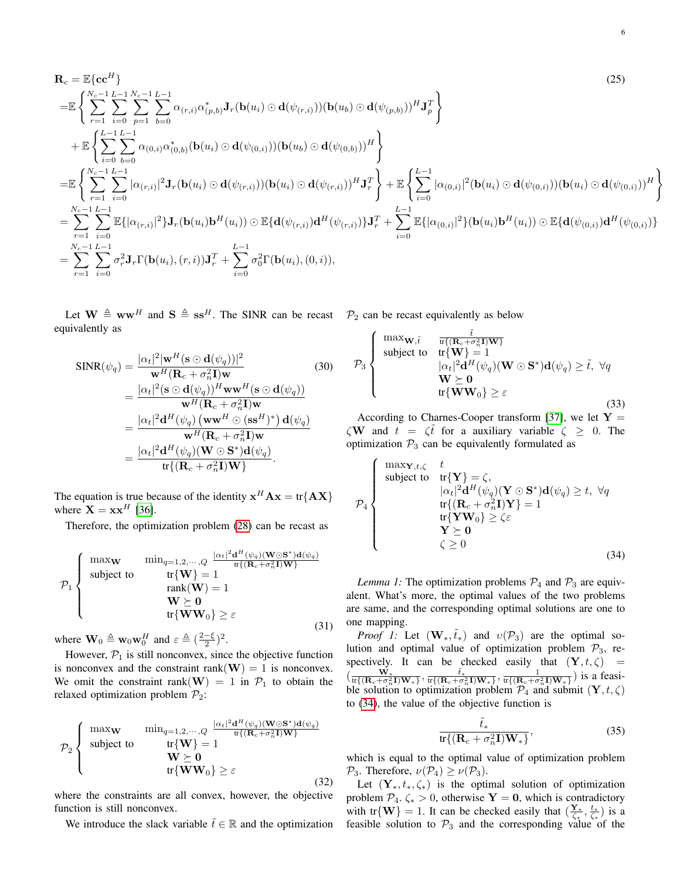$$
\begin{aligned}
\mathbf{R}_c =& \mathbb{E}\{\mathbf{c}\mathbf{c}^H\} \\
=& \mathbb{E}\left\{\sum_{r=1}^{N_c-1}\sum_{i=0}^{L-1}\sum_{p=1}^{N_c-1}\sum_{b=0}^{L-1}\alpha_{(r,i)}\alpha^*_{(p,b)}\mathbf{J}_r(\mathbf{b}(u_i)\odot\mathbf{d}(\psi_{(r,i)}))(\mathbf{b}(u_b)\odot\mathbf{d}(\psi_{(p,b)}))^H\mathbf{J}_p^T\right\} \\
&+ \mathbb{E}\left\{\sum_{i=0}^{L-1}\sum_{b=0}^{L-1}\alpha_{(0,i)}\alpha^*_{(0,b)}(\mathbf{b}(u_i)\odot\mathbf{d}(\psi_{(0,i)}))(\mathbf{b}(u_b)\odot\mathbf{d}(\psi_{(0,b)}))^H\right\} \\
=& \mathbb{E}\left\{\sum_{r=1}^{N_c-1}\sum_{i=0}^{L-1}|\alpha_{(r,i)}|^2\mathbf{J}_r(\mathbf{b}(u_i)\odot\mathbf{d}(\psi_{(r,i)}))(\mathbf{b}(u_i)\odot\mathbf{d}(\psi_{(r,i)}))^H\mathbf{J}_r^T\right\} + \mathbb{E}\left\{\sum_{i=0}^{L-1}|\alpha_{(0,i)}|^2(\mathbf{b}(u_i)\odot\mathbf{d}(\psi_{(0,i)}))(\mathbf{b}(u_i)\odot\mathbf{d}(\psi_{(0,i)}))^H\right\} \\
=& \sum_{r=1}^{N_c-1}\sum_{i=0}^{L-1}\mathbb{E}\{|\alpha_{(r,i)}|^2\}\mathbf{J}_r(\mathbf{b}(u_i)\mathbf{b}^H(u_i))\odot\mathbb{E}\{\mathbf{d}(\psi_{(r,i)})\mathbf{d}^H(\psi_{(r,i)})\}\mathbf{J}_r^T + \sum_{i=0}^{L-1}\mathbb{E}\{|\alpha_{(0,i)}|^2\}(\mathbf{b}(u_i)\mathbf{b}^H(u_i))\odot\mathbb{E}\{\mathbf{d}(\psi_{(0,i)})\mathbf{d}^H(\psi_{(0,i)})\} \\
=& \sum_{r=1}^{N_c-1}\sum_{i=0}^{L-1}\sigma_r^2\mathbf{J}_r\Gamma(\mathbf{b}(u_i),(r,i))\mathbf{J}_r^T + \sum_{i=0}^{L-1}\sigma_0^2\Gamma(\mathbf{b}(u_i),(0,i)),
\end{aligned} \tag{25}
$$

Let $\mathbf{W} \triangleq \mathbf{w}\mathbf{w}^H$ and $\mathbf{S} \triangleq \mathbf{s}\mathbf{s}^H$. The SINR can be recast equivalently as

$$
\begin{aligned}
\text{SINR}(\psi_q) &= \frac{|\alpha_t|^2|\mathbf{w}^H(\mathbf{s}\odot\mathbf{d}(\psi_q))|^2}{\mathbf{w}^H(\mathbf{R}_c+\sigma_n^2\mathbf{I})\mathbf{w}} \\
&= \frac{|\alpha_t|^2(\mathbf{s}\odot\mathbf{d}(\psi_q))^H\mathbf{w}\mathbf{w}^H(\mathbf{s}\odot\mathbf{d}(\psi_q))}{\mathbf{w}^H(\mathbf{R}_c+\sigma_n^2\mathbf{I})\mathbf{w}} \\
&= \frac{|\alpha_t|^2\mathbf{d}^H(\psi_q)\left(\mathbf{w}\mathbf{w}^H\odot(\mathbf{s}\mathbf{s}^H)^*\right)\mathbf{d}(\psi_q)}{\mathbf{w}^H(\mathbf{R}_c+\sigma_n^2\mathbf{I})\mathbf{w}} \\
&= \frac{|\alpha_t|^2\mathbf{d}^H(\psi_q)(\mathbf{W}\odot\mathbf{S}^*)\mathbf{d}(\psi_q)}{\text{tr}\{(\mathbf{R}_c+\sigma_n^2\mathbf{I})\mathbf{W}\}}.
\end{aligned} \tag{30}
$$

The equation is true because of the identity $\mathbf{x}^H\mathbf{A}\mathbf{x} = \text{tr}\{\mathbf{A}\mathbf{X}\}$ where $\mathbf{X} = \mathbf{x}\mathbf{x}^H$ [36].

Therefore, the optimization problem (28) can be recast as

$$
\mathcal{P}_1\left\{\begin{array}{ll}
\max_{\mathbf{W}} & \min_{q=1,2,\cdots,Q} \frac{|\alpha_t|^2\mathbf{d}^H(\psi_q)(\mathbf{W}\odot\mathbf{S}^*)\mathbf{d}(\psi_q)}{\text{tr}\{(\mathbf{R}_c+\sigma_n^2\mathbf{I})\mathbf{W}\}} \\
\text{subject to} & \text{tr}\{\mathbf{W}\} = 1 \\
& \text{rank}(\mathbf{W}) = 1 \\
& \mathbf{W} \succeq \mathbf{0} \\
& \text{tr}\{\mathbf{W}\mathbf{W}_0\} \geq \varepsilon
\end{array}\right. \tag{31}
$$

where $\mathbf{W}_0 \triangleq \mathbf{w}_0\mathbf{w}_0^H$ and $\varepsilon \triangleq (\frac{2-\xi}{2})^2$.

However, $\mathcal{P}_1$ is still nonconvex, since the objective function is nonconvex and the constraint $\text{rank}(\mathbf{W}) = 1$ is nonconvex. We omit the constraint $\text{rank}(\mathbf{W}) = 1$ in $\mathcal{P}_1$ to obtain the relaxed optimization problem $\mathcal{P}_2$:

$$
\mathcal{P}_2\left\{\begin{array}{ll}
\max_{\mathbf{W}} & \min_{q=1,2,\cdots,Q} \frac{|\alpha_t|^2\mathbf{d}^H(\psi_q)(\mathbf{W}\odot\mathbf{S}^*)\mathbf{d}(\psi_q)}{\text{tr}\{(\mathbf{R}_c+\sigma_n^2\mathbf{I})\mathbf{W}\}} \\
\text{subject to} & \text{tr}\{\mathbf{W}\} = 1 \\
& \mathbf{W} \succeq \mathbf{0} \\
& \text{tr}\{\mathbf{W}\mathbf{W}_0\} \geq \varepsilon
\end{array}\right. \tag{32}
$$

where the constraints are all convex, however, the objective function is still nonconvex.

We introduce the slack variable $\tilde{t} \in \mathbb{R}$ and the optimization $\mathcal{P}_2$ can be recast equivalently as below

$$
\mathcal{P}_3\left\{\begin{array}{ll}
\max_{\mathbf{W},\tilde{t}} & \frac{\tilde{t}}{\text{tr}\{(\mathbf{R}_c+\sigma_n^2\mathbf{I})\mathbf{W}\}} \\
\text{subject to} & \text{tr}\{\mathbf{W}\} = 1 \\
& |\alpha_t|^2\mathbf{d}^H(\psi_q)(\mathbf{W}\odot\mathbf{S}^*)\mathbf{d}(\psi_q) \geq \tilde{t},\ \forall q \\
& \mathbf{W} \succeq \mathbf{0} \\
& \text{tr}\{\mathbf{W}\mathbf{W}_0\} \geq \varepsilon
\end{array}\right. \tag{33}
$$

According to Charnes-Cooper transform [37], we let $\mathbf{Y} = \zeta\mathbf{W}$ and $t = \zeta\tilde{t}$ for a auxiliary variable $\zeta \geq 0$. The optimization $\mathcal{P}_3$ can be equivalently formulated as

$$
\mathcal{P}_4\left\{\begin{array}{ll}
\max_{\mathbf{Y},t,\zeta} & t \\
\text{subject to} & \text{tr}\{\mathbf{Y}\} = \zeta, \\
& |\alpha_t|^2\mathbf{d}^H(\psi_q)(\mathbf{Y}\odot\mathbf{S}^*)\mathbf{d}(\psi_q) \geq t,\ \forall q \\
& \text{tr}\{(\mathbf{R}_c+\sigma_n^2\mathbf{I})\mathbf{Y}\} = 1 \\
& \text{tr}\{\mathbf{Y}\mathbf{W}_0\} \geq \zeta\varepsilon \\
& \mathbf{Y} \succeq \mathbf{0} \\
& \zeta \geq 0
\end{array}\right. \tag{34}
$$

*Lemma 1:* The optimization problems $\mathcal{P}_4$ and $\mathcal{P}_3$ are equivalent. What's more, the optimal values of the two problems are same, and the corresponding optimal solutions are one to one mapping.

*Proof 1:* Let $(\mathbf{W}_*, \tilde{t}_*)$ and $\upsilon(\mathcal{P}_3)$ are the optimal solution and optimal value of optimization problem $\mathcal{P}_3$, respectively. It can be checked easily that $(\mathbf{Y}, t, \zeta) = (\frac{\mathbf{W}_*}{\text{tr}\{(\mathbf{R}_c+\sigma_n^2\mathbf{I})\mathbf{W}_*\}}, \frac{\tilde{t}_*}{\text{tr}\{(\mathbf{R}_c+\sigma_n^2\mathbf{I})\mathbf{W}_*\}}, \frac{1}{\text{tr}\{(\mathbf{R}_c+\sigma_n^2\mathbf{I})\mathbf{W}_*\}})$ is a feasible solution to optimization problem $\mathcal{P}_4$ and submit $(\mathbf{Y}, t, \zeta)$ to (34), the value of the objective function is

$$
\frac{\tilde{t}_*}{\text{tr}\{(\mathbf{R}_c+\sigma_n^2\mathbf{I})\mathbf{W}_*\}}, \tag{35}
$$

which is equal to the optimal value of optimization problem $\mathcal{P}_3$. Therefore, $\nu(\mathcal{P}_4) \geq \nu(\mathcal{P}_3)$.

Let $(\mathbf{Y}_*, t_*, \zeta_*)$ is the optimal solution of optimization problem $\mathcal{P}_4$. $\zeta_* > 0$, otherwise $\mathbf{Y} = \mathbf{0}$, which is contradictory with $\text{tr}\{\mathbf{W}\} = 1$. It can be checked easily that $(\frac{\mathbf{Y}_*}{\zeta_*}, \frac{t_*}{\zeta_*})$ is a feasible solution to $\mathcal{P}_3$ and the corresponding value of the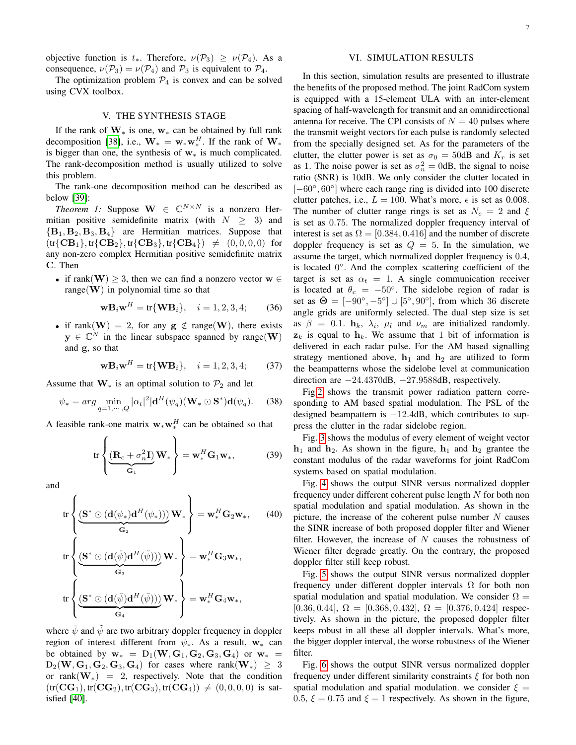objective function is $t_*$. Therefore, $\nu(\mathcal{P}_3) \geq \nu(\mathcal{P}_4)$. As a consequence, $\nu(\mathcal{P}_3) = \nu(\mathcal{P}_4)$ and $\mathcal{P}_3$ is equivalent to $\mathcal{P}_4$.

The optimization problem $\mathcal{P}_4$ is convex and can be solved using CVX toolbox.

## V. THE SYNTHESIS STAGE

If the rank of $\mathbf{W}_*$ is one, $\mathbf{w}_*$ can be obtained by full rank decomposition [38], i.e., $\mathbf{W}_* = \mathbf{w}_*\mathbf{w}_*^H$. If the rank of $\mathbf{W}_*$ is bigger than one, the synthesis of $\mathbf{w}_*$ is much complicated. The rank-decomposition method is usually utilized to solve this problem.

The rank-one decomposition method can be described as below [39]:

*Theorem 1:* Suppose $\mathbf{W} \in \mathbb{C}^{N\times N}$ is a nonzero Hermitian positive semidefinite matrix (with $N \geq 3$) and $\{\mathbf{B}_1, \mathbf{B}_2, \mathbf{B}_3, \mathbf{B}_4\}$ are Hermitian matrices. Suppose that $(\mathrm{tr}\{\mathbf{C}\mathbf{B}_1\}, \mathrm{tr}\{\mathbf{C}\mathbf{B}_2\}, \mathrm{tr}\{\mathbf{C}\mathbf{B}_3\}, \mathrm{tr}\{\mathbf{C}\mathbf{B}_4\}) \neq (0,0,0,0)$ for any non-zero complex Hermitian positive semidefinite matrix $\mathbf{C}$. Then

- if $\mathrm{rank}(\mathbf{W}) \geq 3$, then we can find a nonzero vector $\mathbf{w} \in \mathrm{range}(\mathbf{W})$ in polynomial time so that

$$\mathbf{w}\mathbf{B}_i\mathbf{w}^H = \mathrm{tr}\{\mathbf{W}\mathbf{B}_i\}, \quad i = 1,2,3,4; \tag{36}$$

- if $\mathrm{rank}(\mathbf{W}) = 2$, for any $\mathbf{g} \notin \mathrm{range}(\mathbf{W})$, there exists $\mathbf{y} \in \mathbb{C}^N$ in the linear subspace spanned by $\mathrm{range}(\mathbf{W})$ and $\mathbf{g}$, so that

$$\mathbf{w}\mathbf{B}_i\mathbf{w}^H = \mathrm{tr}\{\mathbf{W}\mathbf{B}_i\}, \quad i = 1,2,3,4; \tag{37}$$

Assume that $\mathbf{W}_*$ is an optimal solution to $\mathcal{P}_2$ and let

$$\psi_* = arg \min_{q=1,\cdots,Q} |\alpha_t|^2 |\mathbf{d}^H(\psi_q)(\mathbf{W}_* \odot \mathbf{S}^*)\mathbf{d}(\psi_q). \tag{38}$$

A feasible rank-one matrix $\mathbf{w}_*\mathbf{w}_*^H$ can be obtained so that

$$\mathrm{tr}\left\{\underbrace{(\mathbf{R}_c + \sigma_n^2\mathbf{I})}_{\mathbf{G}_1}\mathbf{W}_*\right\} = \mathbf{w}_*^H\mathbf{G}_1\mathbf{w}_*, \tag{39}$$

and

$$\mathrm{tr}\left\{\underbrace{(\mathbf{S}^* \odot (\mathbf{d}(\psi_*)\mathbf{d}^H(\psi_*)))}_{\mathbf{G}_2}\mathbf{W}_*\right\} = \mathbf{w}_*^H\mathbf{G}_2\mathbf{w}_*, \tag{40}$$

$$\mathrm{tr}\left\{\underbrace{(\mathbf{S}^* \odot (\mathbf{d}(\tilde{\psi})\mathbf{d}^H(\tilde{\psi})))}_{\mathbf{G}_3}\mathbf{W}_*\right\} = \mathbf{w}_*^H\mathbf{G}_3\mathbf{w}_*,$$

$$\mathrm{tr}\left\{\underbrace{(\mathbf{S}^* \odot (\mathbf{d}(\bar{\psi})\mathbf{d}^H(\bar{\psi})))}_{\mathbf{G}_4}\mathbf{W}_*\right\} = \mathbf{w}_*^H\mathbf{G}_4\mathbf{w}_*,$$

where $\bar{\psi}$ and $\tilde{\psi}$ are two arbitrary doppler frequency in doppler region of interest different from $\psi_*$. As a result, $\mathbf{w}_*$ can be obtained by $\mathbf{w}_* = \mathrm{D}_1(\mathbf{W}, \mathbf{G}_1, \mathbf{G}_2, \mathbf{G}_3, \mathbf{G}_4)$ or $\mathbf{w}_* = \mathrm{D}_2(\mathbf{W}, \mathbf{G}_1, \mathbf{G}_2, \mathbf{G}_3, \mathbf{G}_4)$ for cases where $\mathrm{rank}(\mathbf{W}_*) \geq 3$ or $\mathrm{rank}(\mathbf{W}_*) = 2$, respectively. Note that the condition $(\mathrm{tr}(\mathbf{C}\mathbf{G}_1), \mathrm{tr}(\mathbf{C}\mathbf{G}_2), \mathrm{tr}(\mathbf{C}\mathbf{G}_3), \mathrm{tr}(\mathbf{C}\mathbf{G}_4)) \neq (0,0,0,0)$ is satisfied [40].

## VI. SIMULATION RESULTS

In this section, simulation results are presented to illustrate the benefits of the proposed method. The joint RadCom system is equipped with a 15-element ULA with an inter-element spacing of half-wavelength for transmit and an omnidirectional antenna for receive. The CPI consists of $N = 40$ pulses where the transmit weight vectors for each pulse is randomly selected from the specially designed set. As for the parameters of the clutter, the clutter power is set as $\sigma_0 = 50$dB and $K_r$ is set as 1. The noise power is set as $\sigma_n^2 = 0$dB, the signal to noise ratio (SNR) is 10dB. We only consider the clutter located in $[-60^\circ, 60^\circ]$ where each range ring is divided into 100 discrete clutter patches, i.e., $L = 100$. What's more, $\epsilon$ is set as 0.008. The number of clutter range rings is set as $N_c = 2$ and $\xi$ is set as 0.75. The normalized doppler frequency interval of interest is set as $\Omega = [0.384, 0.416]$ and the number of discrete doppler frequency is set as $Q = 5$. In the simulation, we assume the target, which normalized doppler frequency is 0.4, is located $0^\circ$. And the complex scattering coefficient of the target is set as $\alpha_t = 1$. A single communication receiver is located at $\theta_c = -50^\circ$. The sidelobe region of radar is set as $\bar{\mathbf{\Theta}} = [-90^\circ, -5^\circ] \cup [5^\circ, 90^\circ]$, from which 36 discrete angle grids are uniformly selected. The dual step size is set as $\beta = 0.1$. $\mathbf{h}_k$, $\lambda_i$, $\mu_l$ and $\nu_m$ are initialized randomly. $\mathbf{z}_k$ is equal to $\mathbf{h}_k$. We assume that 1 bit of information is delivered in each radar pulse. For the AM based signalling strategy mentioned above, $\mathbf{h}_1$ and $\mathbf{h}_2$ are utilized to form the beampatterns whose the sidelobe level at communication direction are $-24.4370$dB, $-27.9588$dB, respectively.

Fig.2 shows the transmit power radiation pattern corresponding to AM based spatial modulation. The PSL of the designed beampattern is $-12.4$dB, which contributes to suppress the clutter in the radar sidelobe region.

Fig. 3 shows the modulus of every element of weight vector $\mathbf{h}_1$ and $\mathbf{h}_2$. As shown in the figure, $\mathbf{h}_1$ and $\mathbf{h}_2$ grantee the constant modulus of the radar waveforms for joint RadCom systems based on spatial modulation.

Fig. 4 shows the output SINR versus normalized doppler frequency under different coherent pulse length $N$ for both non spatial modulation and spatial modulation. As shown in the picture, the increase of the coherent pulse number $N$ causes the SINR increase of both proposed doppler filter and Wiener filter. However, the increase of $N$ causes the robustness of Wiener filter degrade greatly. On the contrary, the proposed doppler filter still keep robust.

Fig. 5 shows the output SINR versus normalized doppler frequency under different doppler intervals $\Omega$ for both non spatial modulation and spatial modulation. We consider $\Omega = [0.36, 0.44]$, $\Omega = [0.368, 0.432]$, $\Omega = [0.376, 0.424]$ respectively. As shown in the picture, the proposed doppler filter keeps robust in all these all doppler intervals. What's more, the bigger doppler interval, the worse robustness of the Wiener filter.

Fig. 6 shows the output SINR versus normalized doppler frequency under different similarity constraints $\xi$ for both non spatial modulation and spatial modulation. we consider $\xi = 0.5$, $\xi = 0.75$ and $\xi = 1$ respectively. As shown in the figure,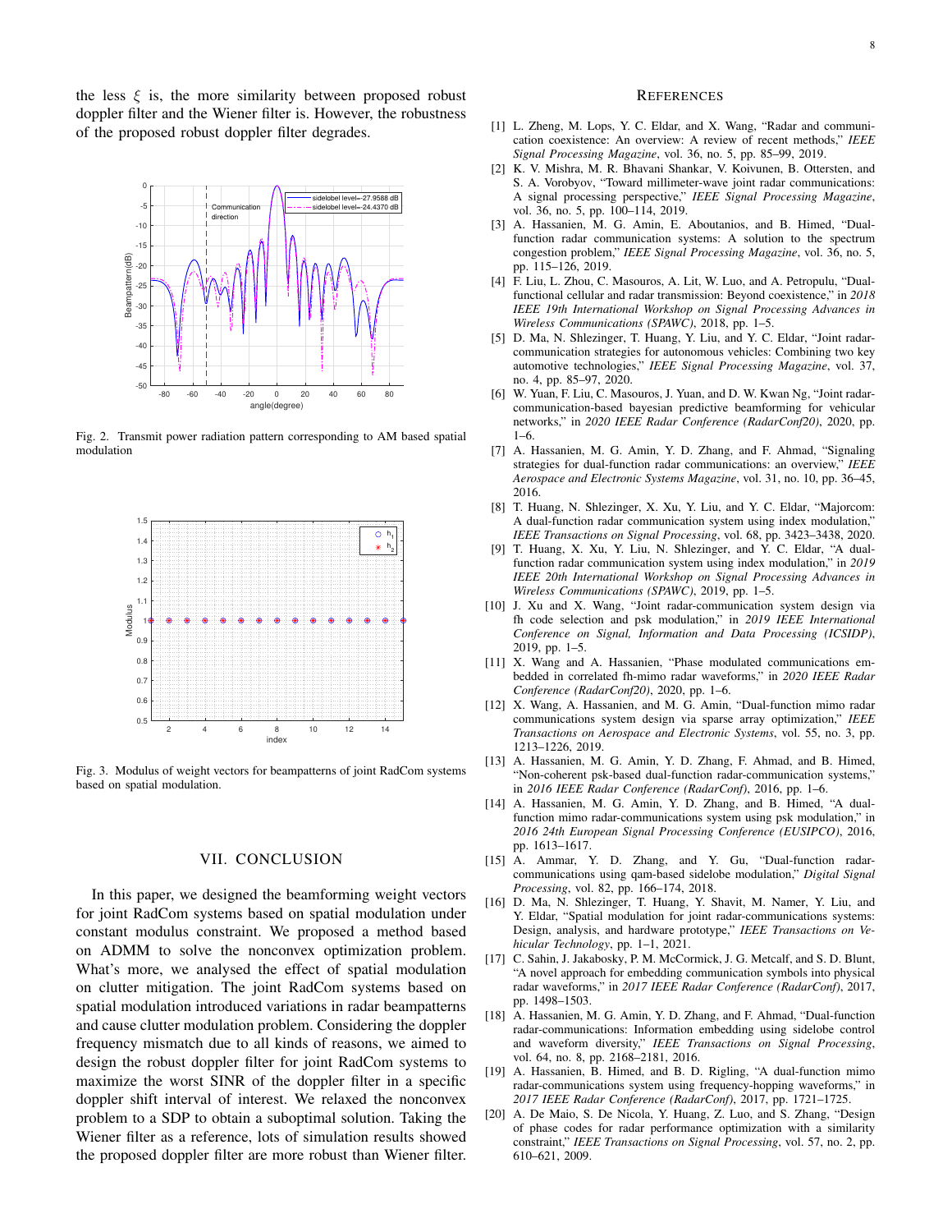the less $\xi$ is, the more similarity between proposed robust doppler filter and the Wiener filter is. However, the robustness of the proposed robust doppler filter degrades.

Fig. 2. Transmit power radiation pattern corresponding to AM based spatial modulation

Fig. 3. Modulus of weight vectors for beampatterns of joint RadCom systems based on spatial modulation.

## VII. CONCLUSION

In this paper, we designed the beamforming weight vectors for joint RadCom systems based on spatial modulation under constant modulus constraint. We proposed a method based on ADMM to solve the nonconvex optimization problem. What's more, we analysed the effect of spatial modulation on clutter mitigation. The joint RadCom systems based on spatial modulation introduced variations in radar beampatterns and cause clutter modulation problem. Considering the doppler frequency mismatch due to all kinds of reasons, we aimed to design the robust doppler filter for joint RadCom systems to maximize the worst SINR of the doppler filter in a specific doppler shift interval of interest. We relaxed the nonconvex problem to a SDP to obtain a suboptimal solution. Taking the Wiener filter as a reference, lots of simulation results showed the proposed doppler filter are more robust than Wiener filter.

## REFERENCES

[1] L. Zheng, M. Lops, Y. C. Eldar, and X. Wang, "Radar and communication coexistence: An overview: A review of recent methods," *IEEE Signal Processing Magazine*, vol. 36, no. 5, pp. 85–99, 2019.

[2] K. V. Mishra, M. R. Bhavani Shankar, V. Koivunen, B. Ottersten, and S. A. Vorobyov, "Toward millimeter-wave joint radar communications: A signal processing perspective," *IEEE Signal Processing Magazine*, vol. 36, no. 5, pp. 100–114, 2019.

[3] A. Hassanien, M. G. Amin, E. Aboutanios, and B. Himed, "Dual-function radar communication systems: A solution to the spectrum congestion problem," *IEEE Signal Processing Magazine*, vol. 36, no. 5, pp. 115–126, 2019.

[4] F. Liu, L. Zhou, C. Masouros, A. Lit, W. Luo, and A. Petropulu, "Dual-functional cellular and radar transmission: Beyond coexistence," in *2018 IEEE 19th International Workshop on Signal Processing Advances in Wireless Communications (SPAWC)*, 2018, pp. 1–5.

[5] D. Ma, N. Shlezinger, T. Huang, Y. Liu, and Y. C. Eldar, "Joint radar-communication strategies for autonomous vehicles: Combining two key automotive technologies," *IEEE Signal Processing Magazine*, vol. 37, no. 4, pp. 85–97, 2020.

[6] W. Yuan, F. Liu, C. Masouros, J. Yuan, and D. W. Kwan Ng, "Joint radar-communication-based bayesian predictive beamforming for vehicular networks," in *2020 IEEE Radar Conference (RadarConf20)*, 2020, pp. 1–6.

[7] A. Hassanien, M. G. Amin, Y. D. Zhang, and F. Ahmad, "Signaling strategies for dual-function radar communications: an overview," *IEEE Aerospace and Electronic Systems Magazine*, vol. 31, no. 10, pp. 36–45, 2016.

[8] T. Huang, N. Shlezinger, X. Xu, Y. Liu, and Y. C. Eldar, "Majorcom: A dual-function radar communication system using index modulation," *IEEE Transactions on Signal Processing*, vol. 68, pp. 3423–3438, 2020.

[9] T. Huang, X. Xu, Y. Liu, N. Shlezinger, and Y. C. Eldar, "A dual-function radar communication system using index modulation," in *2019 IEEE 20th International Workshop on Signal Processing Advances in Wireless Communications (SPAWC)*, 2019, pp. 1–5.

[10] J. Xu and X. Wang, "Joint radar-communication system design via fh code selection and psk modulation," in *2019 IEEE International Conference on Signal, Information and Data Processing (ICSIDP)*, 2019, pp. 1–5.

[11] X. Wang and A. Hassanien, "Phase modulated communications embedded in correlated fh-mimo radar waveforms," in *2020 IEEE Radar Conference (RadarConf20)*, 2020, pp. 1–6.

[12] X. Wang, A. Hassanien, and M. G. Amin, "Dual-function mimo radar communications system design via sparse array optimization," *IEEE Transactions on Aerospace and Electronic Systems*, vol. 55, no. 3, pp. 1213–1226, 2019.

[13] A. Hassanien, M. G. Amin, Y. D. Zhang, F. Ahmad, and B. Himed, "Non-coherent psk-based dual-function radar-communication systems," in *2016 IEEE Radar Conference (RadarConf)*, 2016, pp. 1–6.

[14] A. Hassanien, M. G. Amin, Y. D. Zhang, and B. Himed, "A dual-function mimo radar-communications system using psk modulation," in *2016 24th European Signal Processing Conference (EUSIPCO)*, 2016, pp. 1613–1617.

[15] A. Ammar, Y. D. Zhang, and Y. Gu, "Dual-function radar-communications using qam-based sidelobe modulation," *Digital Signal Processing*, vol. 82, pp. 166–174, 2018.

[16] D. Ma, N. Shlezinger, T. Huang, Y. Shavit, M. Namer, Y. Liu, and Y. Eldar, "Spatial modulation for joint radar-communications systems: Design, analysis, and hardware prototype," *IEEE Transactions on Vehicular Technology*, pp. 1–1, 2021.

[17] C. Sahin, J. Jakabosky, P. M. McCormick, J. G. Metcalf, and S. D. Blunt, "A novel approach for embedding communication symbols into physical radar waveforms," in *2017 IEEE Radar Conference (RadarConf)*, 2017, pp. 1498–1503.

[18] A. Hassanien, M. G. Amin, Y. D. Zhang, and F. Ahmad, "Dual-function radar-communications: Information embedding using sidelobe control and waveform diversity," *IEEE Transactions on Signal Processing*, vol. 64, no. 8, pp. 2168–2181, 2016.

[19] A. Hassanien, B. Himed, and B. D. Rigling, "A dual-function mimo radar-communications system using frequency-hopping waveforms," in *2017 IEEE Radar Conference (RadarConf)*, 2017, pp. 1721–1725.

[20] A. De Maio, S. De Nicola, Y. Huang, Z. Luo, and S. Zhang, "Design of phase codes for radar performance optimization with a similarity constraint," *IEEE Transactions on Signal Processing*, vol. 57, no. 2, pp. 610–621, 2009.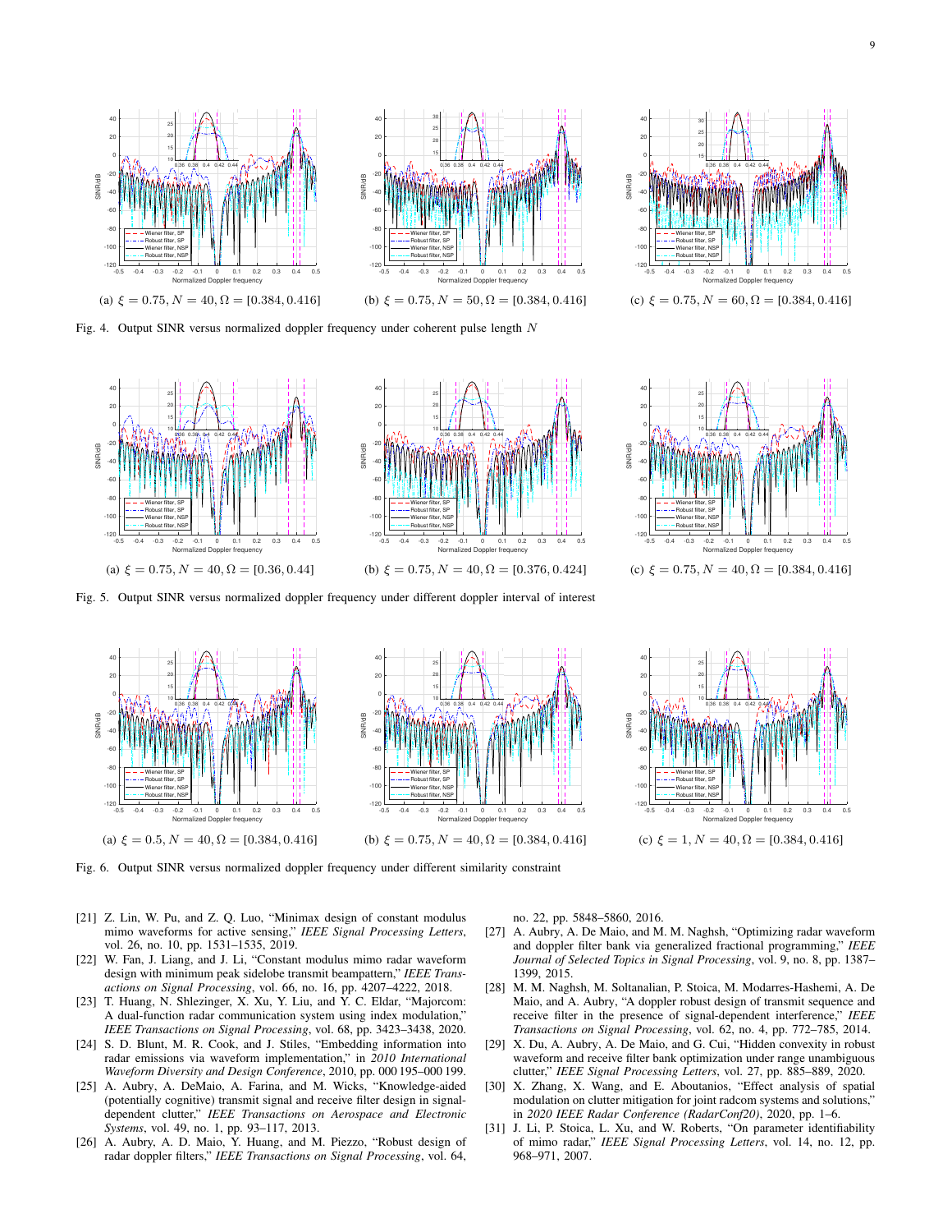(a) $\xi = 0.75, N = 40, \Omega = [0.384, 0.416]$

(b) $\xi = 0.75, N = 50, \Omega = [0.384, 0.416]$

(c) $\xi = 0.75, N = 60, \Omega = [0.384, 0.416]$

Fig. 4. Output SINR versus normalized doppler frequency under coherent pulse length $N$

(a) $\xi = 0.75, N = 40, \Omega = [0.36, 0.44]$

(b) $\xi = 0.75, N = 40, \Omega = [0.376, 0.424]$

(c) $\xi = 0.75, N = 40, \Omega = [0.384, 0.416]$

Fig. 5. Output SINR versus normalized doppler frequency under different doppler interval of interest

(a) $\xi = 0.5, N = 40, \Omega = [0.384, 0.416]$

(b) $\xi = 0.75, N = 40, \Omega = [0.384, 0.416]$

(c) $\xi = 1, N = 40, \Omega = [0.384, 0.416]$

Fig. 6. Output SINR versus normalized doppler frequency under different similarity constraint

[21] Z. Lin, W. Pu, and Z. Q. Luo, "Minimax design of constant modulus mimo waveforms for active sensing," *IEEE Signal Processing Letters*, vol. 26, no. 10, pp. 1531–1535, 2019.

[22] W. Fan, J. Liang, and J. Li, "Constant modulus mimo radar waveform design with minimum peak sidelobe transmit beampattern," *IEEE Transactions on Signal Processing*, vol. 66, no. 16, pp. 4207–4222, 2018.

[23] T. Huang, N. Shlezinger, X. Xu, Y. Liu, and Y. C. Eldar, "Majorcom: A dual-function radar communication system using index modulation," *IEEE Transactions on Signal Processing*, vol. 68, pp. 3423–3438, 2020.

[24] S. D. Blunt, M. R. Cook, and J. Stiles, "Embedding information into radar emissions via waveform implementation," in *2010 International Waveform Diversity and Design Conference*, 2010, pp. 000 195–000 199.

[25] A. Aubry, A. DeMaio, A. Farina, and M. Wicks, "Knowledge-aided (potentially cognitive) transmit signal and receive filter design in signal-dependent clutter," *IEEE Transactions on Aerospace and Electronic Systems*, vol. 49, no. 1, pp. 93–117, 2013.

[26] A. Aubry, A. D. Maio, Y. Huang, and M. Piezzo, "Robust design of radar doppler filters," *IEEE Transactions on Signal Processing*, vol. 64, no. 22, pp. 5848–5860, 2016.

[27] A. Aubry, A. De Maio, and M. M. Naghsh, "Optimizing radar waveform and doppler filter bank via generalized fractional programming," *IEEE Journal of Selected Topics in Signal Processing*, vol. 9, no. 8, pp. 1387–1399, 2015.

[28] M. M. Naghsh, M. Soltanalian, P. Stoica, M. Modarres-Hashemi, A. De Maio, and A. Aubry, "A doppler robust design of transmit sequence and receive filter in the presence of signal-dependent interference," *IEEE Transactions on Signal Processing*, vol. 62, no. 4, pp. 772–785, 2014.

[29] X. Du, A. Aubry, A. De Maio, and G. Cui, "Hidden convexity in robust waveform and receive filter bank optimization under range unambiguous clutter," *IEEE Signal Processing Letters*, vol. 27, pp. 885–889, 2020.

[30] X. Zhang, X. Wang, and E. Aboutanios, "Effect analysis of spatial modulation on clutter mitigation for joint radcom systems and solutions," in *2020 IEEE Radar Conference (RadarConf20)*, 2020, pp. 1–6.

[31] J. Li, P. Stoica, L. Xu, and W. Roberts, "On parameter identifiability of mimo radar," *IEEE Signal Processing Letters*, vol. 14, no. 12, pp. 968–971, 2007.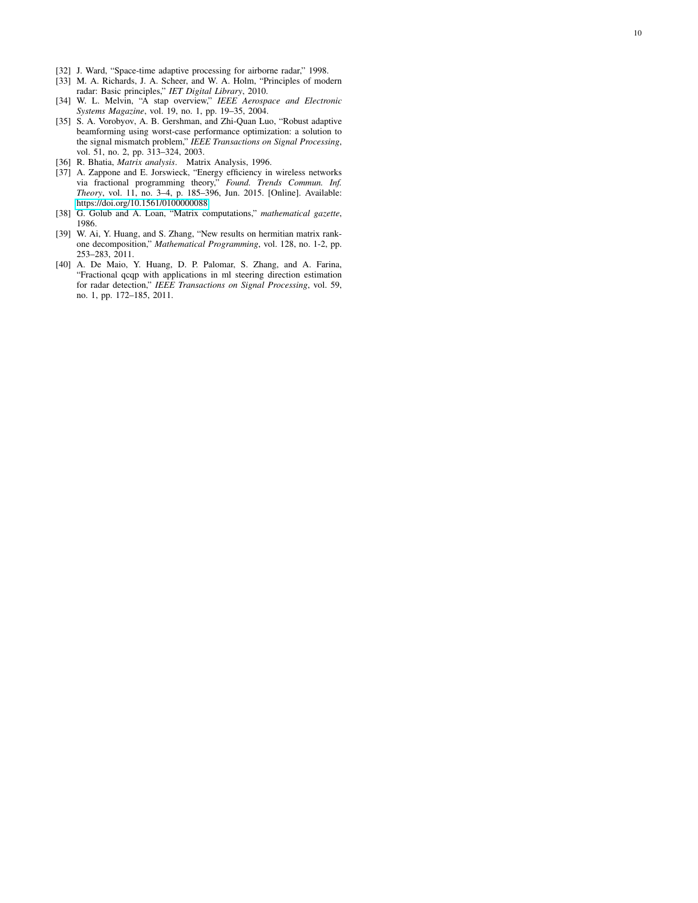[32] J. Ward, "Space-time adaptive processing for airborne radar," 1998.

[33] M. A. Richards, J. A. Scheer, and W. A. Holm, "Principles of modern radar: Basic principles," *IET Digital Library*, 2010.

[34] W. L. Melvin, "A stap overview," *IEEE Aerospace and Electronic Systems Magazine*, vol. 19, no. 1, pp. 19–35, 2004.

[35] S. A. Vorobyov, A. B. Gershman, and Zhi-Quan Luo, "Robust adaptive beamforming using worst-case performance optimization: a solution to the signal mismatch problem," *IEEE Transactions on Signal Processing*, vol. 51, no. 2, pp. 313–324, 2003.

[36] R. Bhatia, *Matrix analysis*. Matrix Analysis, 1996.

[37] A. Zappone and E. Jorswieck, "Energy efficiency in wireless networks via fractional programming theory," *Found. Trends Commun. Inf. Theory*, vol. 11, no. 3–4, p. 185–396, Jun. 2015. [Online]. Available: https://doi.org/10.1561/0100000088

[38] G. Golub and A. Loan, "Matrix computations," *mathematical gazette*, 1986.

[39] W. Ai, Y. Huang, and S. Zhang, "New results on hermitian matrix rank-one decomposition," *Mathematical Programming*, vol. 128, no. 1-2, pp. 253–283, 2011.

[40] A. De Maio, Y. Huang, D. P. Palomar, S. Zhang, and A. Farina, "Fractional qcqp with applications in ml steering direction estimation for radar detection," *IEEE Transactions on Signal Processing*, vol. 59, no. 1, pp. 172–185, 2011.